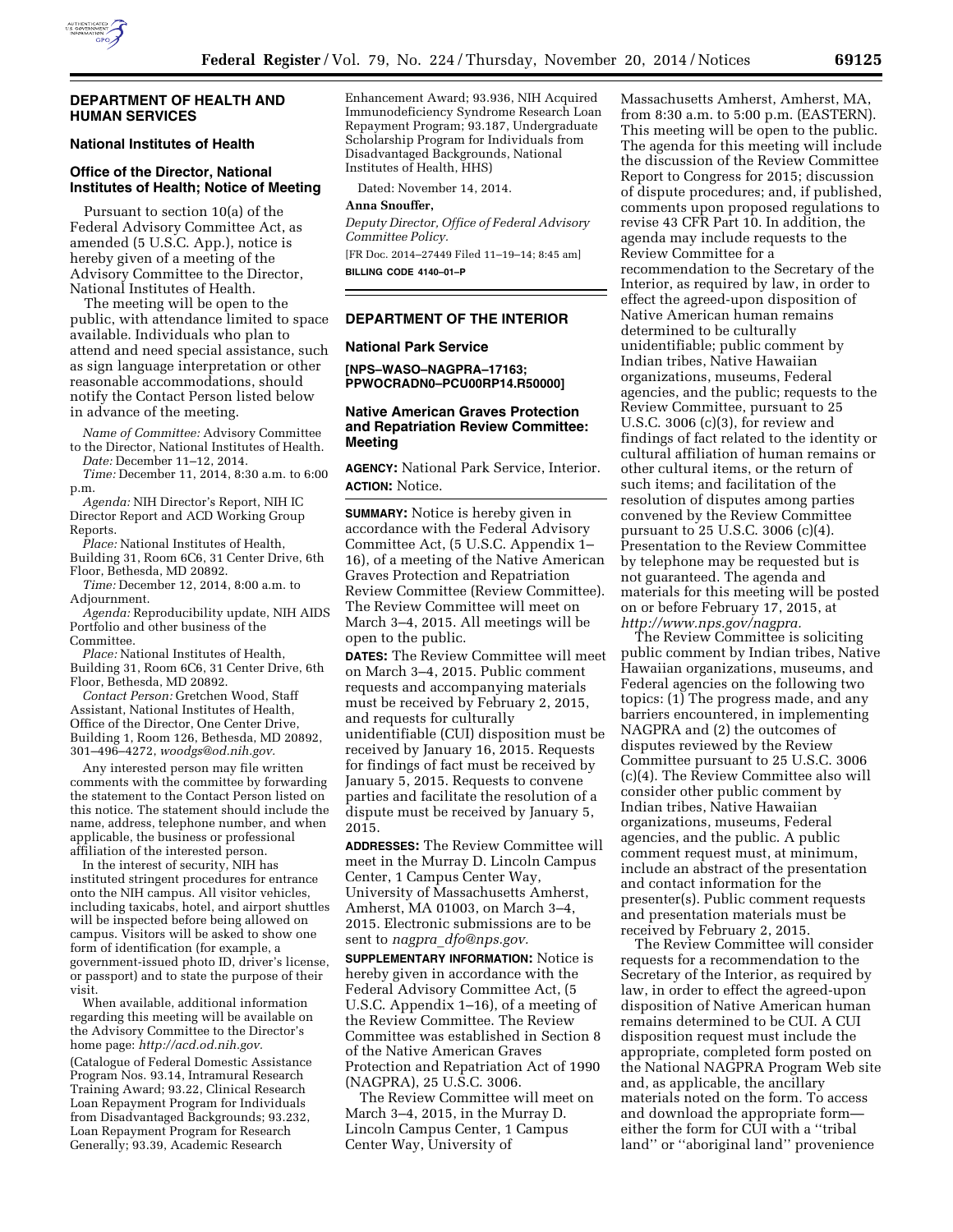## DEPARTMENT OF HEALTH AND HUMAN SERVICES

### National Institutes of Health

### Office of the Director, National Institutes of Health; Notice of Meeting

Pursuant to section 10(a) of the Federal Advisory Committee Act, as amended (5 U.S.C. App.), notice is hereby given of a meeting of the Advisory Committee to the Director, National Institutes of Health.

The meeting will be open to the public, with attendance limited to space available. Individuals who plan to attend and need special assistance, such as sign language interpretation or other reasonable accommodations, should notify the Contact Person listed below in advance of the meeting.

*Name of Committee:* Advisory Committee to the Director, National Institutes of Health.

*Date:* December 11–12, 2014.

*Time:* December 11, 2014, 8:30 a.m. to 6:00 p.m.

*Agenda:* NIH Director's Report, NIH IC Director Report and ACD Working Group Reports.

*Place:* National Institutes of Health, Building 31, Room 6C6, 31 Center Drive, 6th Floor, Bethesda, MD 20892.

*Time:* December 12, 2014, 8:00 a.m. to Adjournment.

*Agenda:* Reproducibility update, NIH AIDS Portfolio and other business of the Committee.

*Place:* National Institutes of Health, Building 31, Room 6C6, 31 Center Drive, 6th Floor, Bethesda, MD 20892.

*Contact Person:* Gretchen Wood, Staff Assistant, National Institutes of Health, Office of the Director, One Center Drive, Building 1, Room 126, Bethesda, MD 20892, 301–496–4272, *woodgs@od.nih.gov.*

Any interested person may file written comments with the committee by forwarding the statement to the Contact Person listed on this notice. The statement should include the name, address, telephone number, and when applicable, the business or professional affiliation of the interested person.

In the interest of security, NIH has instituted stringent procedures for entrance onto the NIH campus. All visitor vehicles, including taxicabs, hotel, and airport shuttles will be inspected before being allowed on campus. Visitors will be asked to show one form of identification (for example, a government-issued photo ID, driver's license, or passport) and to state the purpose of their visit.

When available, additional information regarding this meeting will be available on the Advisory Committee to the Director's home page: *http://acd.od.nih.gov.*

(Catalogue of Federal Domestic Assistance Program Nos. 93.14, Intramural Research Training Award; 93.22, Clinical Research Loan Repayment Program for Individuals from Disadvantaged Backgrounds; 93.232, Loan Repayment Program for Research Generally; 93.39, Academic Research Enhancement Award; 93.936, NIH Acquired Immunodeficiency Syndrome Research Loan Repayment Program; 93.187, Undergraduate Scholarship Program for Individuals from Disadvantaged Backgrounds, National Institutes of Health, HHS)

Dated: November 14, 2014.

**Anna Snouffer,**

*Deputy Director, Office of Federal Advisory Committee Policy.*

[FR Doc. 2014–27449 Filed 11–19–14; 8:45 am]

**BILLING CODE 4140–01–P**

## DEPARTMENT OF THE INTERIOR

### National Park Service

**[NPS–WASO–NAGPRA–17163; PPWOCRADN0–PCU00RP14.R50000]**

### Native American Graves Protection and Repatriation Review Committee: Meeting

**AGENCY:** National Park Service, Interior.

**ACTION:** Notice.

**SUMMARY:** Notice is hereby given in accordance with the Federal Advisory Committee Act, (5 U.S.C. Appendix 1–16), of a meeting of the Native American Graves Protection and Repatriation Review Committee (Review Committee). The Review Committee will meet on March 3–4, 2015. All meetings will be open to the public.

**DATES:** The Review Committee will meet on March 3–4, 2015. Public comment requests and accompanying materials must be received by February 2, 2015, and requests for culturally unidentifiable (CUI) disposition must be received by January 16, 2015. Requests for findings of fact must be received by January 5, 2015. Requests to convene parties and facilitate the resolution of a dispute must be received by January 5, 2015.

**ADDRESSES:** The Review Committee will meet in the Murray D. Lincoln Campus Center, 1 Campus Center Way, University of Massachusetts Amherst, Amherst, MA 01003, on March 3–4, 2015. Electronic submissions are to be sent to *nagpra_dfo@nps.gov.*

**SUPPLEMENTARY INFORMATION:** Notice is hereby given in accordance with the Federal Advisory Committee Act, (5 U.S.C. Appendix 1–16), of a meeting of the Review Committee. The Review Committee was established in Section 8 of the Native American Graves Protection and Repatriation Act of 1990 (NAGPRA), 25 U.S.C. 3006.

The Review Committee will meet on March 3–4, 2015, in the Murray D. Lincoln Campus Center, 1 Campus Center Way, University of Massachusetts Amherst, Amherst, MA, from 8:30 a.m. to 5:00 p.m. (EASTERN). This meeting will be open to the public. The agenda for this meeting will include the discussion of the Review Committee Report to Congress for 2015; discussion of dispute procedures; and, if published, comments upon proposed regulations to revise 43 CFR Part 10. In addition, the agenda may include requests to the Review Committee for a recommendation to the Secretary of the Interior, as required by law, in order to effect the agreed-upon disposition of Native American human remains determined to be culturally unidentifiable; public comment by Indian tribes, Native Hawaiian organizations, museums, Federal agencies, and the public; requests to the Review Committee, pursuant to 25 U.S.C. 3006 (c)(3), for review and findings of fact related to the identity or cultural affiliation of human remains or other cultural items, or the return of such items; and facilitation of the resolution of disputes among parties convened by the Review Committee pursuant to 25 U.S.C. 3006 (c)(4). Presentation to the Review Committee by telephone may be requested but is not guaranteed. The agenda and materials for this meeting will be posted on or before February 17, 2015, at *http://www.nps.gov/nagpra.*

The Review Committee is soliciting public comment by Indian tribes, Native Hawaiian organizations, museums, and Federal agencies on the following two topics: (1) The progress made, and any barriers encountered, in implementing NAGPRA and (2) the outcomes of disputes reviewed by the Review Committee pursuant to 25 U.S.C. 3006 (c)(4). The Review Committee also will consider other public comment by Indian tribes, Native Hawaiian organizations, museums, Federal agencies, and the public. A public comment request must, at minimum, include an abstract of the presentation and contact information for the presenter(s). Public comment requests and presentation materials must be received by February 2, 2015.

The Review Committee will consider requests for a recommendation to the Secretary of the Interior, as required by law, in order to effect the agreed-upon disposition of Native American human remains determined to be CUI. A CUI disposition request must include the appropriate, completed form posted on the National NAGPRA Program Web site and, as applicable, the ancillary materials noted on the form. To access and download the appropriate form—either the form for CUI with a ''tribal land'' or ''aboriginal land'' provenience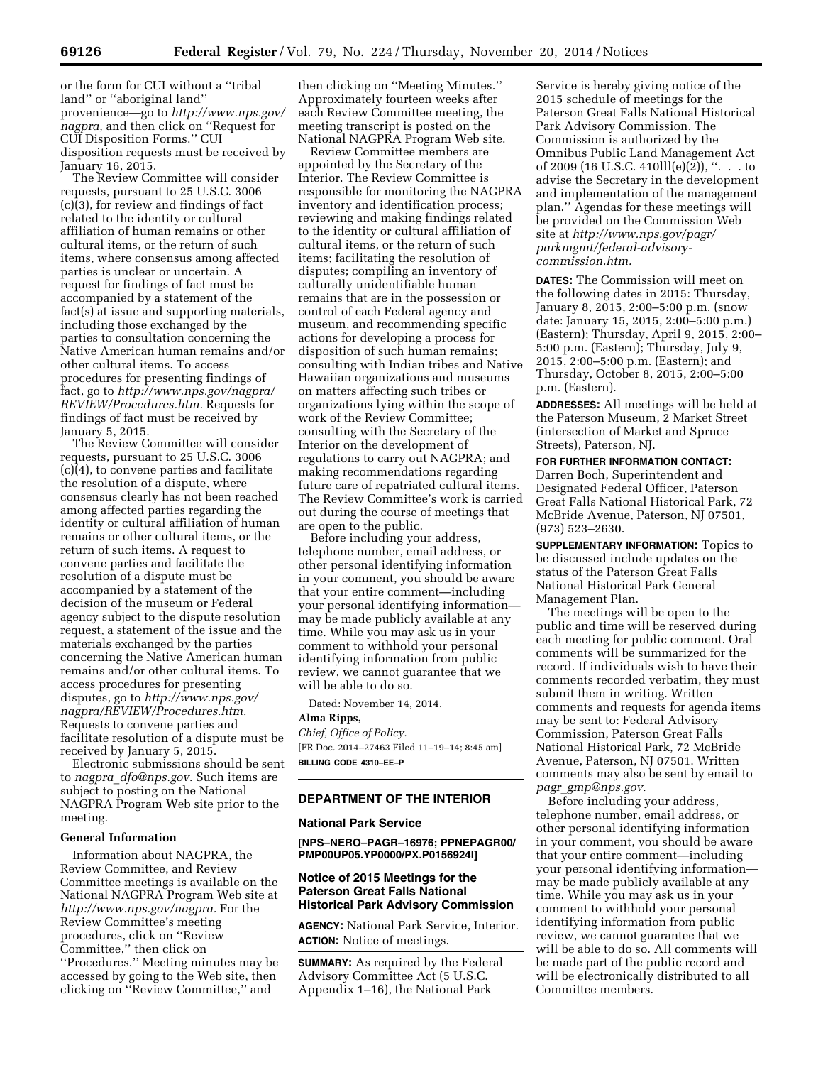or the form for CUI without a ''tribal land'' or ''aboriginal land'' provenience—go to *http://www.nps.gov/nagpra,* and then click on ''Request for CUI Disposition Forms.'' CUI disposition requests must be received by January 16, 2015.

The Review Committee will consider requests, pursuant to 25 U.S.C. 3006 (c)(3), for review and findings of fact related to the identity or cultural affiliation of human remains or other cultural items, or the return of such items, where consensus among affected parties is unclear or uncertain. A request for findings of fact must be accompanied by a statement of the fact(s) at issue and supporting materials, including those exchanged by the parties to consultation concerning the Native American human remains and/or other cultural items. To access procedures for presenting findings of fact, go to *http://www.nps.gov/nagpra/REVIEW/Procedures.htm.* Requests for findings of fact must be received by January 5, 2015.

The Review Committee will consider requests, pursuant to 25 U.S.C. 3006 (c)(4), to convene parties and facilitate the resolution of a dispute, where consensus clearly has not been reached among affected parties regarding the identity or cultural affiliation of human remains or other cultural items, or the return of such items. A request to convene parties and facilitate the resolution of a dispute must be accompanied by a statement of the decision of the museum or Federal agency subject to the dispute resolution request, a statement of the issue and the materials exchanged by the parties concerning the Native American human remains and/or other cultural items. To access procedures for presenting disputes, go to *http://www.nps.gov/nagpra/REVIEW/Procedures.htm.* Requests to convene parties and facilitate resolution of a dispute must be received by January 5, 2015.

Electronic submissions should be sent to *nagpra_dfo@nps.gov.* Such items are subject to posting on the National NAGPRA Program Web site prior to the meeting.

**General Information**

Information about NAGPRA, the Review Committee, and Review Committee meetings is available on the National NAGPRA Program Web site at *http://www.nps.gov/nagpra.* For the Review Committee's meeting procedures, click on ''Review Committee,'' then click on ''Procedures.'' Meeting minutes may be accessed by going to the Web site, then clicking on ''Review Committee,'' and then clicking on ''Meeting Minutes.'' Approximately fourteen weeks after each Review Committee meeting, the meeting transcript is posted on the National NAGPRA Program Web site.

Review Committee members are appointed by the Secretary of the Interior. The Review Committee is responsible for monitoring the NAGPRA inventory and identification process; reviewing and making findings related to the identity or cultural affiliation of cultural items, or the return of such items; facilitating the resolution of disputes; compiling an inventory of culturally unidentifiable human remains that are in the possession or control of each Federal agency and museum, and recommending specific actions for developing a process for disposition of such human remains; consulting with Indian tribes and Native Hawaiian organizations and museums on matters affecting such tribes or organizations lying within the scope of work of the Review Committee; consulting with the Secretary of the Interior on the development of regulations to carry out NAGPRA; and making recommendations regarding future care of repatriated cultural items. The Review Committee's work is carried out during the course of meetings that are open to the public.

Before including your address, telephone number, email address, or other personal identifying information in your comment, you should be aware that your entire comment—including your personal identifying information—may be made publicly available at any time. While you may ask us in your comment to withhold your personal identifying information from public review, we cannot guarantee that we will be able to do so.

Dated: November 14, 2014.

**Alma Ripps,**

*Chief, Office of Policy.*

[FR Doc. 2014–27463 Filed 11–19–14; 8:45 am]

**BILLING CODE 4310–EE–P**

---

## DEPARTMENT OF THE INTERIOR

### National Park Service

**[NPS–NERO–PAGR–16976; PPNEPAGR00/PMP00UP05.YP0000/PX.P0156924I]**

### Notice of 2015 Meetings for the Paterson Great Falls National Historical Park Advisory Commission

**AGENCY:** National Park Service, Interior.

**ACTION:** Notice of meetings.

**SUMMARY:** As required by the Federal Advisory Committee Act (5 U.S.C. Appendix 1–16), the National Park Service is hereby giving notice of the 2015 schedule of meetings for the Paterson Great Falls National Historical Park Advisory Commission. The Commission is authorized by the Omnibus Public Land Management Act of 2009 (16 U.S.C. 410lll(e)(2)), ''. . . to advise the Secretary in the development and implementation of the management plan.'' Agendas for these meetings will be provided on the Commission Web site at *http://www.nps.gov/pagr/parkmgmt/federal-advisory-commission.htm.*

**DATES:** The Commission will meet on the following dates in 2015: Thursday, January 8, 2015, 2:00–5:00 p.m. (snow date: January 15, 2015, 2:00–5:00 p.m.) (Eastern); Thursday, April 9, 2015, 2:00–5:00 p.m. (Eastern); Thursday, July 9, 2015, 2:00–5:00 p.m. (Eastern); and Thursday, October 8, 2015, 2:00–5:00 p.m. (Eastern).

**ADDRESSES:** All meetings will be held at the Paterson Museum, 2 Market Street (intersection of Market and Spruce Streets), Paterson, NJ.

**FOR FURTHER INFORMATION CONTACT:** Darren Boch, Superintendent and Designated Federal Officer, Paterson Great Falls National Historical Park, 72 McBride Avenue, Paterson, NJ 07501, (973) 523–2630.

**SUPPLEMENTARY INFORMATION:** Topics to be discussed include updates on the status of the Paterson Great Falls National Historical Park General Management Plan.

The meetings will be open to the public and time will be reserved during each meeting for public comment. Oral comments will be summarized for the record. If individuals wish to have their comments recorded verbatim, they must submit them in writing. Written comments and requests for agenda items may be sent to: Federal Advisory Commission, Paterson Great Falls National Historical Park, 72 McBride Avenue, Paterson, NJ 07501. Written comments may also be sent by email to *pagr_gmp@nps.gov.*

Before including your address, telephone number, email address, or other personal identifying information in your comment, you should be aware that your entire comment—including your personal identifying information—may be made publicly available at any time. While you may ask us in your comment to withhold your personal identifying information from public review, we cannot guarantee that we will be able to do so. All comments will be made part of the public record and will be electronically distributed to all Committee members.